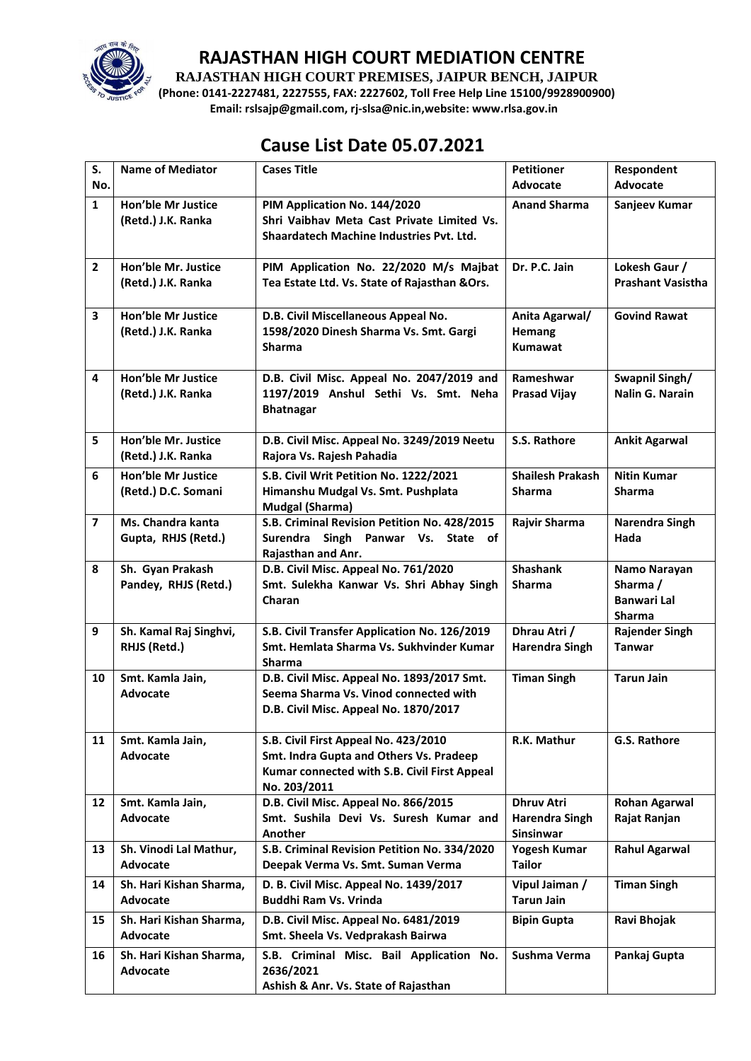# RAJASTHAN HIGH COURT MEDIATION CENTRE

**RAJASTHAN HIGH COURT PREMISES, JAIPUR BENCH, JAIPUR**

**(Phone: 0141-2227481, 2227555, FAX: 2227602, Toll Free Help Line 15100/9928900900)**

**Email: rslsajp@gmail.com, rj-slsa@nic.in,website: www.rlsa.gov.in**

## Cause List Date 05.07.2021

| S. No. | Name of Mediator | Cases Title | Petitioner Advocate | Respondent Advocate |
|---|---|---|---|---|
| 1 | Hon'ble Mr Justice (Retd.) J.K. Ranka | PIM Application No. 144/2020 Shri Vaibhav Meta Cast Private Limited Vs. Shaardatech Machine Industries Pvt. Ltd. | Anand Sharma | Sanjeev Kumar |
| 2 | Hon'ble Mr. Justice (Retd.) J.K. Ranka | PIM Application No. 22/2020 M/s Majbat Tea Estate Ltd. Vs. State of Rajasthan &Ors. | Dr. P.C. Jain | Lokesh Gaur / Prashant Vasistha |
| 3 | Hon'ble Mr Justice (Retd.) J.K. Ranka | D.B. Civil Miscellaneous Appeal No. 1598/2020 Dinesh Sharma Vs. Smt. Gargi Sharma | Anita Agarwal/ Hemang Kumawat | Govind Rawat |
| 4 | Hon'ble Mr Justice (Retd.) J.K. Ranka | D.B. Civil Misc. Appeal No. 2047/2019 and 1197/2019 Anshul Sethi Vs. Smt. Neha Bhatnagar | Rameshwar Prasad Vijay | Swapnil Singh/ Nalin G. Narain |
| 5 | Hon'ble Mr. Justice (Retd.) J.K. Ranka | D.B. Civil Misc. Appeal No. 3249/2019 Neetu Rajora Vs. Rajesh Pahadia | S.S. Rathore | Ankit Agarwal |
| 6 | Hon'ble Mr Justice (Retd.) D.C. Somani | S.B. Civil Writ Petition No. 1222/2021 Himanshu Mudgal Vs. Smt. Pushplata Mudgal (Sharma) | Shailesh Prakash Sharma | Nitin Kumar Sharma |
| 7 | Ms. Chandra kanta Gupta, RHJS (Retd.) | S.B. Criminal Revision Petition No. 428/2015 Surendra Singh Panwar Vs. State of Rajasthan and Anr. | Rajvir Sharma | Narendra Singh Hada |
| 8 | Sh. Gyan Prakash Pandey, RHJS (Retd.) | D.B. Civil Misc. Appeal No. 761/2020 Smt. Sulekha Kanwar Vs. Shri Abhay Singh Charan | Shashank Sharma | Namo Narayan Sharma / Banwari Lal Sharma |
| 9 | Sh. Kamal Raj Singhvi, RHJS (Retd.) | S.B. Civil Transfer Application No. 126/2019 Smt. Hemlata Sharma Vs. Sukhvinder Kumar Sharma | Dhrau Atri / Harendra Singh | Rajender Singh Tanwar |
| 10 | Smt. Kamla Jain, Advocate | D.B. Civil Misc. Appeal No. 1893/2017 Smt. Seema Sharma Vs. Vinod connected with D.B. Civil Misc. Appeal No. 1870/2017 | Timan Singh | Tarun Jain |
| 11 | Smt. Kamla Jain, Advocate | S.B. Civil First Appeal No. 423/2010 Smt. Indra Gupta and Others Vs. Pradeep Kumar connected with S.B. Civil First Appeal No. 203/2011 | R.K. Mathur | G.S. Rathore |
| 12 | Smt. Kamla Jain, Advocate | D.B. Civil Misc. Appeal No. 866/2015 Smt. Sushila Devi Vs. Suresh Kumar and Another | Dhruv Atri Harendra Singh Sinsinwar | Rohan Agarwal Rajat Ranjan |
| 13 | Sh. Vinodi Lal Mathur, Advocate | S.B. Criminal Revision Petition No. 334/2020 Deepak Verma Vs. Smt. Suman Verma | Yogesh Kumar Tailor | Rahul Agarwal |
| 14 | Sh. Hari Kishan Sharma, Advocate | D. B. Civil Misc. Appeal No. 1439/2017 Buddhi Ram Vs. Vrinda | Vipul Jaiman / Tarun Jain | Timan Singh |
| 15 | Sh. Hari Kishan Sharma, Advocate | D.B. Civil Misc. Appeal No. 6481/2019 Smt. Sheela Vs. Vedprakash Bairwa | Bipin Gupta | Ravi Bhojak |
| 16 | Sh. Hari Kishan Sharma, Advocate | S.B. Criminal Misc. Bail Application No. 2636/2021 Ashish & Anr. Vs. State of Rajasthan | Sushma Verma | Pankaj Gupta |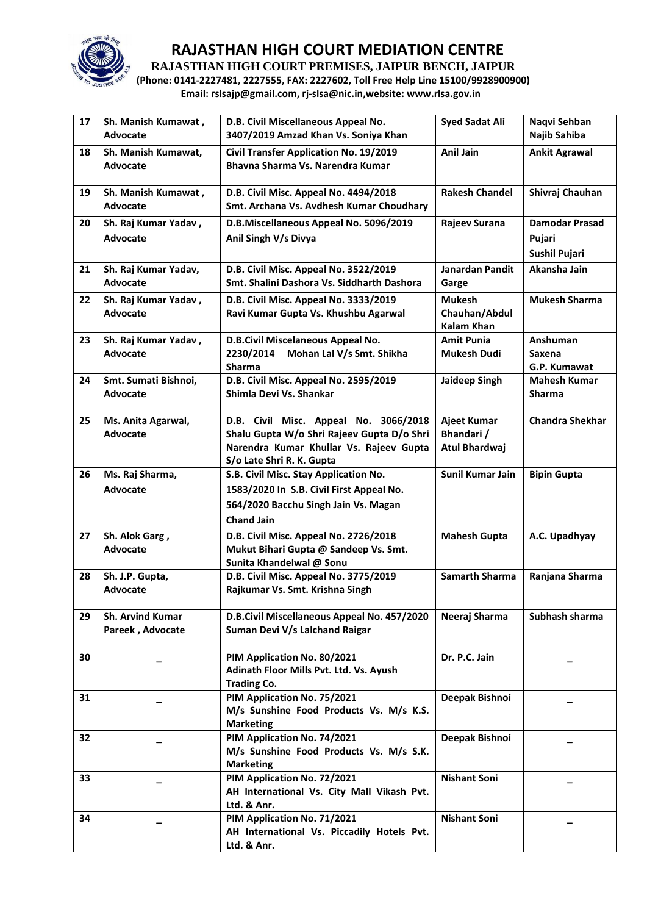# RAJASTHAN HIGH COURT MEDIATION CENTRE

**RAJASTHAN HIGH COURT PREMISES, JAIPUR BENCH, JAIPUR**

**(Phone: 0141-2227481, 2227555, FAX: 2227602, Toll Free Help Line 15100/9928900900)**

**Email: rslsajp@gmail.com, rj-slsa@nic.in,website: www.rlsa.gov.in**

| | | | | |
|---|---|---|---|---|
| 17 | Sh. Manish Kumawat , Advocate | D.B. Civil Miscellaneous Appeal No. 3407/2019 Amzad Khan Vs. Soniya Khan | Syed Sadat Ali | Naqvi Sehban Najib Sahiba |
| 18 | Sh. Manish Kumawat, Advocate | Civil Transfer Application No. 19/2019 Bhavna Sharma Vs. Narendra Kumar | Anil Jain | Ankit Agrawal |
| 19 | Sh. Manish Kumawat , Advocate | D.B. Civil Misc. Appeal No. 4494/2018 Smt. Archana Vs. Avdhesh Kumar Choudhary | Rakesh Chandel | Shivraj Chauhan |
| 20 | Sh. Raj Kumar Yadav , Advocate | D.B.Miscellaneous Appeal No. 5096/2019 Anil Singh V/s Divya | Rajeev Surana | Damodar Prasad Pujari Sushil Pujari |
| 21 | Sh. Raj Kumar Yadav, Advocate | D.B. Civil Misc. Appeal No. 3522/2019 Smt. Shalini Dashora Vs. Siddharth Dashora | Janardan Pandit Garge | Akansha Jain |
| 22 | Sh. Raj Kumar Yadav , Advocate | D.B. Civil Misc. Appeal No. 3333/2019 Ravi Kumar Gupta Vs. Khushbu Agarwal | Mukesh Chauhan/Abdul Kalam Khan | Mukesh Sharma |
| 23 | Sh. Raj Kumar Yadav , Advocate | D.B.Civil Miscelaneous Appeal No. 2230/2014 Mohan Lal V/s Smt. Shikha Sharma | Amit Punia Mukesh Dudi | Anshuman Saxena G.P. Kumawat |
| 24 | Smt. Sumati Bishnoi, Advocate | D.B. Civil Misc. Appeal No. 2595/2019 Shimla Devi Vs. Shankar | Jaideep Singh | Mahesh Kumar Sharma |
| 25 | Ms. Anita Agarwal, Advocate | D.B. Civil Misc. Appeal No. 3066/2018 Shalu Gupta W/o Shri Rajeev Gupta D/o Shri Narendra Kumar Khullar Vs. Rajeev Gupta S/o Late Shri R. K. Gupta | Ajeet Kumar Bhandari / Atul Bhardwaj | Chandra Shekhar |
| 26 | Ms. Raj Sharma, Advocate | S.B. Civil Misc. Stay Application No. 1583/2020 In S.B. Civil First Appeal No. 564/2020 Bacchu Singh Jain Vs. Magan Chand Jain | Sunil Kumar Jain | Bipin Gupta |
| 27 | Sh. Alok Garg , Advocate | D.B. Civil Misc. Appeal No. 2726/2018 Mukut Bihari Gupta @ Sandeep Vs. Smt. Sunita Khandelwal @ Sonu | Mahesh Gupta | A.C. Upadhyay |
| 28 | Sh. J.P. Gupta, Advocate | D.B. Civil Misc. Appeal No. 3775/2019 Rajkumar Vs. Smt. Krishna Singh | Samarth Sharma | Ranjana Sharma |
| 29 | Sh. Arvind Kumar Pareek , Advocate | D.B.Civil Miscellaneous Appeal No. 457/2020 Suman Devi V/s Lalchand Raigar | Neeraj Sharma | Subhash sharma |
| 30 | _ | PIM Application No. 80/2021 Adinath Floor Mills Pvt. Ltd. Vs. Ayush Trading Co. | Dr. P.C. Jain | _ |
| 31 | _ | PIM Application No. 75/2021 M/s Sunshine Food Products Vs. M/s K.S. Marketing | Deepak Bishnoi | _ |
| 32 | _ | PIM Application No. 74/2021 M/s Sunshine Food Products Vs. M/s S.K. Marketing | Deepak Bishnoi | _ |
| 33 | _ | PIM Application No. 72/2021 AH International Vs. City Mall Vikash Pvt. Ltd. & Anr. | Nishant Soni | _ |
| 34 | _ | PIM Application No. 71/2021 AH International Vs. Piccadily Hotels Pvt. Ltd. & Anr. | Nishant Soni | _ |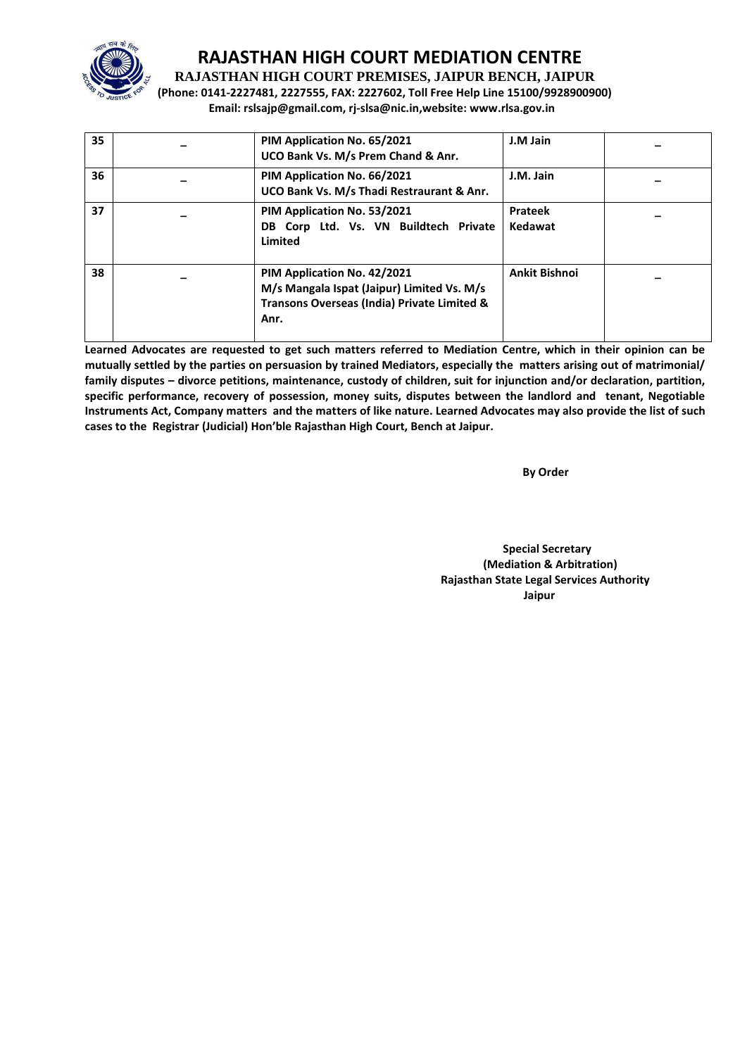# RAJASTHAN HIGH COURT MEDIATION CENTRE

**RAJASTHAN HIGH COURT PREMISES, JAIPUR BENCH, JAIPUR**

**(Phone: 0141-2227481, 2227555, FAX: 2227602, Toll Free Help Line 15100/9928900900)**

**Email: rslsajp@gmail.com, rj-slsa@nic.in,website: www.rlsa.gov.in**

| | | | | |
|---|---|---|---|---|
| **35** | – | **PIM Application No. 65/2021**<br>**UCO Bank Vs. M/s Prem Chand & Anr.** | **J.M Jain** | – |
| **36** | – | **PIM Application No. 66/2021**<br>**UCO Bank Vs. M/s Thadi Restraurant & Anr.** | **J.M. Jain** | – |
| **37** | – | **PIM Application No. 53/2021**<br>**DB Corp Ltd. Vs. VN Buildtech Private Limited** | **Prateek Kedawat** | – |
| **38** | – | **PIM Application No. 42/2021**<br>**M/s Mangala Ispat (Jaipur) Limited Vs. M/s Transons Overseas (India) Private Limited & Anr.** | **Ankit Bishnoi** | – |

**Learned Advocates are requested to get such matters referred to Mediation Centre, which in their opinion can be mutually settled by the parties on persuasion by trained Mediators, especially the matters arising out of matrimonial/ family disputes – divorce petitions, maintenance, custody of children, suit for injunction and/or declaration, partition, specific performance, recovery of possession, money suits, disputes between the landlord and tenant, Negotiable Instruments Act, Company matters and the matters of like nature. Learned Advocates may also provide the list of such cases to the Registrar (Judicial) Hon'ble Rajasthan High Court, Bench at Jaipur.**

**By Order**

**Special Secretary**
**(Mediation & Arbitration)**
**Rajasthan State Legal Services Authority**
**Jaipur**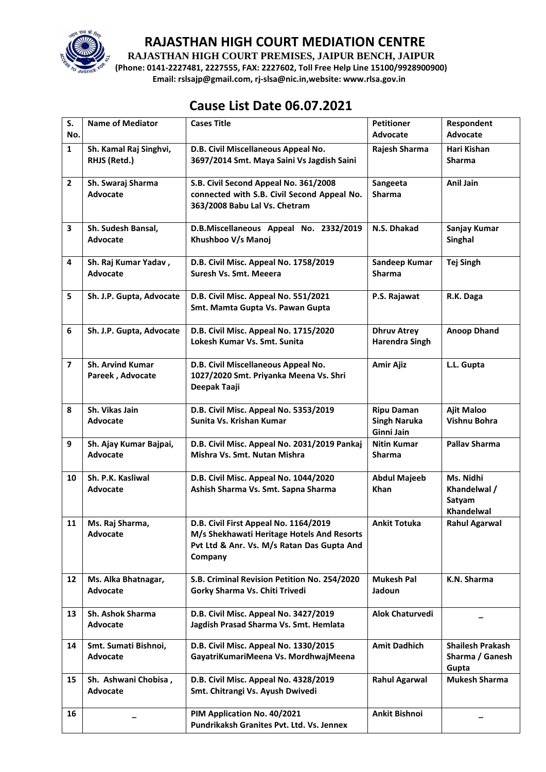# RAJASTHAN HIGH COURT MEDIATION CENTRE

**RAJASTHAN HIGH COURT PREMISES, JAIPUR BENCH, JAIPUR**

**(Phone: 0141-2227481, 2227555, FAX: 2227602, Toll Free Help Line 15100/9928900900)**

**Email: rslsajp@gmail.com, rj-slsa@nic.in,website: www.rlsa.gov.in**

## Cause List Date 06.07.2021

| S. No. | Name of Mediator | Cases Title | Petitioner Advocate | Respondent Advocate |
|---|---|---|---|---|
| 1 | Sh. Kamal Raj Singhvi, RHJS (Retd.) | D.B. Civil Miscellaneous Appeal No. 3697/2014 Smt. Maya Saini Vs Jagdish Saini | Rajesh Sharma | Hari Kishan Sharma |
| 2 | Sh. Swaraj Sharma Advocate | S.B. Civil Second Appeal No. 361/2008 connected with S.B. Civil Second Appeal No. 363/2008 Babu Lal Vs. Chetram | Sangeeta Sharma | Anil Jain |
| 3 | Sh. Sudesh Bansal, Advocate | D.B.Miscellaneous Appeal No. 2332/2019 Khushboo V/s Manoj | N.S. Dhakad | Sanjay Kumar Singhal |
| 4 | Sh. Raj Kumar Yadav , Advocate | D.B. Civil Misc. Appeal No. 1758/2019 Suresh Vs. Smt. Meeera | Sandeep Kumar Sharma | Tej Singh |
| 5 | Sh. J.P. Gupta, Advocate | D.B. Civil Misc. Appeal No. 551/2021 Smt. Mamta Gupta Vs. Pawan Gupta | P.S. Rajawat | R.K. Daga |
| 6 | Sh. J.P. Gupta, Advocate | D.B. Civil Misc. Appeal No. 1715/2020 Lokesh Kumar Vs. Smt. Sunita | Dhruv Atrey Harendra Singh | Anoop Dhand |
| 7 | Sh. Arvind Kumar Pareek , Advocate | D.B. Civil Miscellaneous Appeal No. 1027/2020 Smt. Priyanka Meena Vs. Shri Deepak Taaji | Amir Ajiz | L.L. Gupta |
| 8 | Sh. Vikas Jain Advocate | D.B. Civil Misc. Appeal No. 5353/2019 Sunita Vs. Krishan Kumar | Ripu Daman Singh Naruka Ginni Jain | Ajit Maloo Vishnu Bohra |
| 9 | Sh. Ajay Kumar Bajpai, Advocate | D.B. Civil Misc. Appeal No. 2031/2019 Pankaj Mishra Vs. Smt. Nutan Mishra | Nitin Kumar Sharma | Pallav Sharma |
| 10 | Sh. P.K. Kasliwal Advocate | D.B. Civil Misc. Appeal No. 1044/2020 Ashish Sharma Vs. Smt. Sapna Sharma | Abdul Majeeb Khan | Ms. Nidhi Khandelwal / Satyam Khandelwal |
| 11 | Ms. Raj Sharma, Advocate | D.B. Civil First Appeal No. 1164/2019 M/s Shekhawati Heritage Hotels And Resorts Pvt Ltd & Anr. Vs. M/s Ratan Das Gupta And Company | Ankit Totuka | Rahul Agarwal |
| 12 | Ms. Alka Bhatnagar, Advocate | S.B. Criminal Revision Petition No. 254/2020 Gorky Sharma Vs. Chiti Trivedi | Mukesh Pal Jadoun | K.N. Sharma |
| 13 | Sh. Ashok Sharma Advocate | D.B. Civil Misc. Appeal No. 3427/2019 Jagdish Prasad Sharma Vs. Smt. Hemlata | Alok Chaturvedi | – |
| 14 | Smt. Sumati Bishnoi, Advocate | D.B. Civil Misc. Appeal No. 1330/2015 GayatriKumariMeena Vs. MordhwajMeena | Amit Dadhich | Shailesh Prakash Sharma / Ganesh Gupta |
| 15 | Sh. Ashwani Chobisa , Advocate | D.B. Civil Misc. Appeal No. 4328/2019 Smt. Chitrangi Vs. Ayush Dwivedi | Rahul Agarwal | Mukesh Sharma |
| 16 | – | PIM Application No. 40/2021 Pundrikaksh Granites Pvt. Ltd. Vs. Jennex | Ankit Bishnoi | – |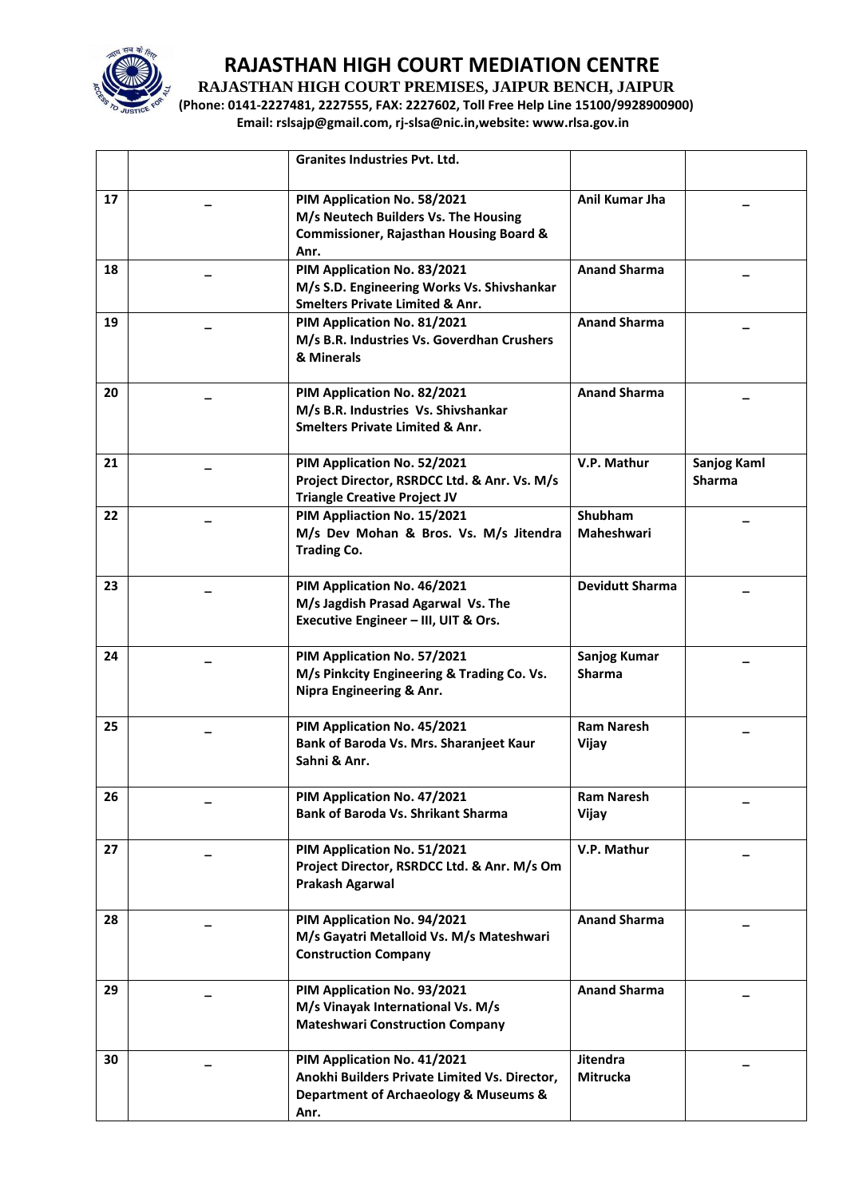# RAJASTHAN HIGH COURT MEDIATION CENTRE

**RAJASTHAN HIGH COURT PREMISES, JAIPUR BENCH, JAIPUR**

**(Phone: 0141-2227481, 2227555, FAX: 2227602, Toll Free Help Line 15100/9928900900)**

**Email: rslsajp@gmail.com, rj-slsa@nic.in,website: www.rlsa.gov.in**

| | | | | |
|---|---|---|---|---|
| | | **Granites Industries Pvt. Ltd.** | | |
| **17** | – | **PIM Application No. 58/2021 M/s Neutech Builders Vs. The Housing Commissioner, Rajasthan Housing Board & Anr.** | **Anil Kumar Jha** | – |
| **18** | – | **PIM Application No. 83/2021 M/s S.D. Engineering Works Vs. Shivshankar Smelters Private Limited & Anr.** | **Anand Sharma** | – |
| **19** | – | **PIM Application No. 81/2021 M/s B.R. Industries Vs. Goverdhan Crushers & Minerals** | **Anand Sharma** | – |
| **20** | – | **PIM Application No. 82/2021 M/s B.R. Industries Vs. Shivshankar Smelters Private Limited & Anr.** | **Anand Sharma** | – |
| **21** | – | **PIM Application No. 52/2021 Project Director, RSRDCC Ltd. & Anr. Vs. M/s Triangle Creative Project JV** | **V.P. Mathur** | **Sanjog Kaml Sharma** |
| **22** | – | **PIM Appliaction No. 15/2021 M/s Dev Mohan & Bros. Vs. M/s Jitendra Trading Co.** | **Shubham Maheshwari** | – |
| **23** | – | **PIM Application No. 46/2021 M/s Jagdish Prasad Agarwal Vs. The Executive Engineer – III, UIT & Ors.** | **Devidutt Sharma** | – |
| **24** | – | **PIM Application No. 57/2021 M/s Pinkcity Engineering & Trading Co. Vs. Nipra Engineering & Anr.** | **Sanjog Kumar Sharma** | – |
| **25** | – | **PIM Application No. 45/2021 Bank of Baroda Vs. Mrs. Sharanjeet Kaur Sahni & Anr.** | **Ram Naresh Vijay** | – |
| **26** | – | **PIM Application No. 47/2021 Bank of Baroda Vs. Shrikant Sharma** | **Ram Naresh Vijay** | – |
| **27** | – | **PIM Application No. 51/2021 Project Director, RSRDCC Ltd. & Anr. M/s Om Prakash Agarwal** | **V.P. Mathur** | – |
| **28** | – | **PIM Application No. 94/2021 M/s Gayatri Metalloid Vs. M/s Mateshwari Construction Company** | **Anand Sharma** | – |
| **29** | – | **PIM Application No. 93/2021 M/s Vinayak International Vs. M/s Mateshwari Construction Company** | **Anand Sharma** | – |
| **30** | – | **PIM Application No. 41/2021 Anokhi Builders Private Limited Vs. Director, Department of Archaeology & Museums & Anr.** | **Jitendra Mitrucka** | – |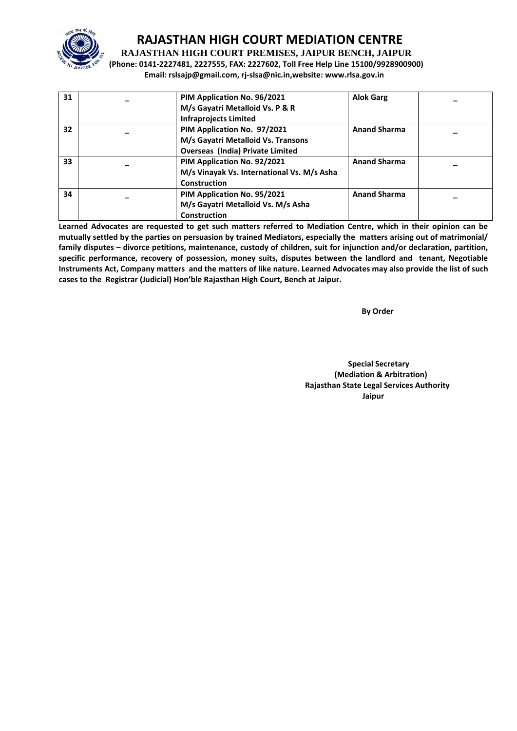# RAJASTHAN HIGH COURT MEDIATION CENTRE

**RAJASTHAN HIGH COURT PREMISES, JAIPUR BENCH, JAIPUR**

**(Phone: 0141-2227481, 2227555, FAX: 2227602, Toll Free Help Line 15100/9928900900)**

**Email: rslsajp@gmail.com, rj-slsa@nic.in,website: www.rlsa.gov.in**

| | | | | |
|---|---|---|---|---|
| **31** | – | **PIM Application No. 96/2021 M/s Gayatri Metalloid Vs. P & R Infraprojects Limited** | **Alok Garg** | – |
| **32** | – | **PIM Application No. 97/2021 M/s Gayatri Metalloid Vs. Transons Overseas (India) Private Limited** | **Anand Sharma** | – |
| **33** | – | **PIM Application No. 92/2021 M/s Vinayak Vs. International Vs. M/s Asha Construction** | **Anand Sharma** | – |
| **34** | – | **PIM Application No. 95/2021 M/s Gayatri Metalloid Vs. M/s Asha Construction** | **Anand Sharma** | – |

**Learned Advocates are requested to get such matters referred to Mediation Centre, which in their opinion can be mutually settled by the parties on persuasion by trained Mediators, especially the matters arising out of matrimonial/ family disputes – divorce petitions, maintenance, custody of children, suit for injunction and/or declaration, partition, specific performance, recovery of possession, money suits, disputes between the landlord and tenant, Negotiable Instruments Act, Company matters and the matters of like nature. Learned Advocates may also provide the list of such cases to the Registrar (Judicial) Hon'ble Rajasthan High Court, Bench at Jaipur.**

**By Order**

**Special Secretary**
**(Mediation & Arbitration)**
**Rajasthan State Legal Services Authority**
**Jaipur**